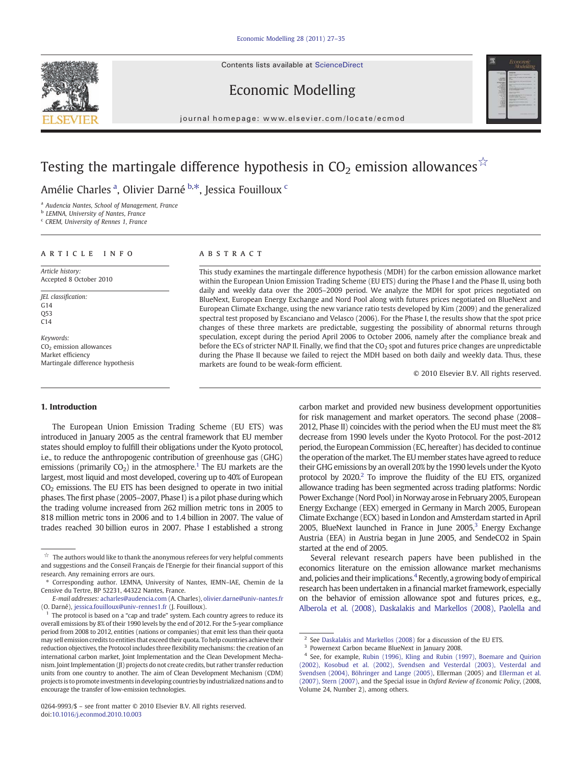# Testing the martingale difference hypothesis in $CO_2$ emission allowances[☆]

Amélie Charles [a], Olivier Darné [b,*], Jessica Fouilloux [c]

[a] Audencia Nantes, School of Management, France
[b] LEMNA, University of Nantes, France
[c] CREM, University of Rennes 1, France

**ARTICLE INFO**

*Article history:*
Accepted 8 October 2010

*JEL classification:*
G14
Q53
C14

*Keywords:*
$CO_2$ emission allowances
Market efficiency
Martingale difference hypothesis

**ABSTRACT**

This study examines the martingale difference hypothesis (MDH) for the carbon emission allowance market within the European Union Emission Trading Scheme (EU ETS) during the Phase I and the Phase II, using both daily and weekly data over the 2005–2009 period. We analyze the MDH for spot prices negotiated on BlueNext, European Energy Exchange and Nord Pool along with futures prices negotiated on BlueNext and European Climate Exchange, using the new variance ratio tests developed by Kim (2009) and the generalized spectral test proposed by Escanciano and Velasco (2006). For the Phase I, the results show that the spot price changes of these three markets are predictable, suggesting the possibility of abnormal returns through speculation, except during the period April 2006 to October 2006, namely after the compliance break and before the ECs of stricter NAP II. Finally, we find that the $CO_2$ spot and futures price changes are unpredictable during the Phase II because we failed to reject the MDH based on both daily and weekly data. Thus, these markets are found to be weak-form efficient.

© 2010 Elsevier B.V. All rights reserved.

## 1. Introduction

The European Union Emission Trading Scheme (EU ETS) was introduced in January 2005 as the central framework that EU member states should employ to fulfill their obligations under the Kyoto protocol, i.e., to reduce the anthropogenic contribution of greenhouse gas (GHG) emissions (primarily $CO_2$) in the atmosphere.[1] The EU markets are the largest, most liquid and most developed, covering up to 40% of European $CO_2$ emissions. The EU ETS has been designed to operate in two initial phases. The first phase (2005–2007, Phase I) is a pilot phase during which the trading volume increased from 262 million metric tons in 2005 to 818 million metric tons in 2006 and to 1.4 billion in 2007. The value of trades reached 30 billion euros in 2007. Phase I established a strong carbon market and provided new business development opportunities for risk management and market operators. The second phase (2008–2012, Phase II) coincides with the period when the EU must meet the 8% decrease from 1990 levels under the Kyoto Protocol. For the post-2012 period, the European Commission (EC, hereafter) has decided to continue the operation of the market. The EU member states have agreed to reduce their GHG emissions by an overall 20% by the 1990 levels under the Kyoto protocol by 2020.[2] To improve the fluidity of the EU ETS, organized allowance trading has been segmented across trading platforms: Nordic Power Exchange (Nord Pool) in Norway arose in February 2005, European Energy Exchange (EEX) emerged in Germany in March 2005, European Climate Exchange (ECX) based in London and Amsterdam started in April 2005, BlueNext launched in France in June 2005,[3] Energy Exchange Austria (EEA) in Austria began in June 2005, and SendeCO2 in Spain started at the end of 2005.

Several relevant research papers have been published in the economics literature on the emission allowance market mechanisms and, policies and their implications.[4] Recently, a growing body of empirical research has been undertaken in a financial market framework, especially on the behavior of emission allowance spot and futures prices, e.g., Alberola et al. (2008), Daskalakis and Markellos (2008), Paolella and

---

☆ The authors would like to thank the anonymous referees for very helpful comments and suggestions and the Conseil Français de l'Energie for their financial support of this research. Any remaining errors are ours.

\* Corresponding author. LEMNA, University of Nantes, IEMN–IAE, Chemin de la Censive du Tertre, BP 52231, 44322 Nantes, France.
*E-mail addresses:* acharles@audencia.com (A. Charles), olivier.darne@univ-nantes.fr (O. Darné), jessica.fouilloux@univ-rennes1.fr (J. Fouilloux).

[1] The protocol is based on a "cap and trade" system. Each country agrees to reduce its overall emissions by 8% of their 1990 levels by the end of 2012. For the 5-year compliance period from 2008 to 2012, entities (nations or companies) that emit less than their quota may sell emission credits to entities that exceed their quota. To help countries achieve their reduction objectives, the Protocol includes three flexibility mechanisms: the creation of an international carbon market, Joint Implementation and the Clean Development Mechanism. Joint Implementation (JI) projects do not create credits, but rather transfer reduction units from one country to another. The aim of Clean Development Mechanism (CDM) projects is to promote investments in developing countries by industrialized nations and to encourage the transfer of low-emission technologies.

[2] See Daskalakis and Markellos (2008) for a discussion of the EU ETS.

[3] Powernext Carbon became BlueNext in January 2008.

[4] See, for example, Rubin (1996), Kling and Rubin (1997), Boemare and Quirion (2002), Kosobud et al. (2002), Svendsen and Vesterdal (2003), Vesterdal and Svendsen (2004), Böhringer and Lange (2005), Ellerman (2005) and Ellerman et al. (2007), Stern (2007), and the Special issue in *Oxford Review of Economic Policy*, (2008, Volume 24, Number 2), among others.

0264-9993/$ – see front matter © 2010 Elsevier B.V. All rights reserved.
doi:10.1016/j.econmod.2010.10.003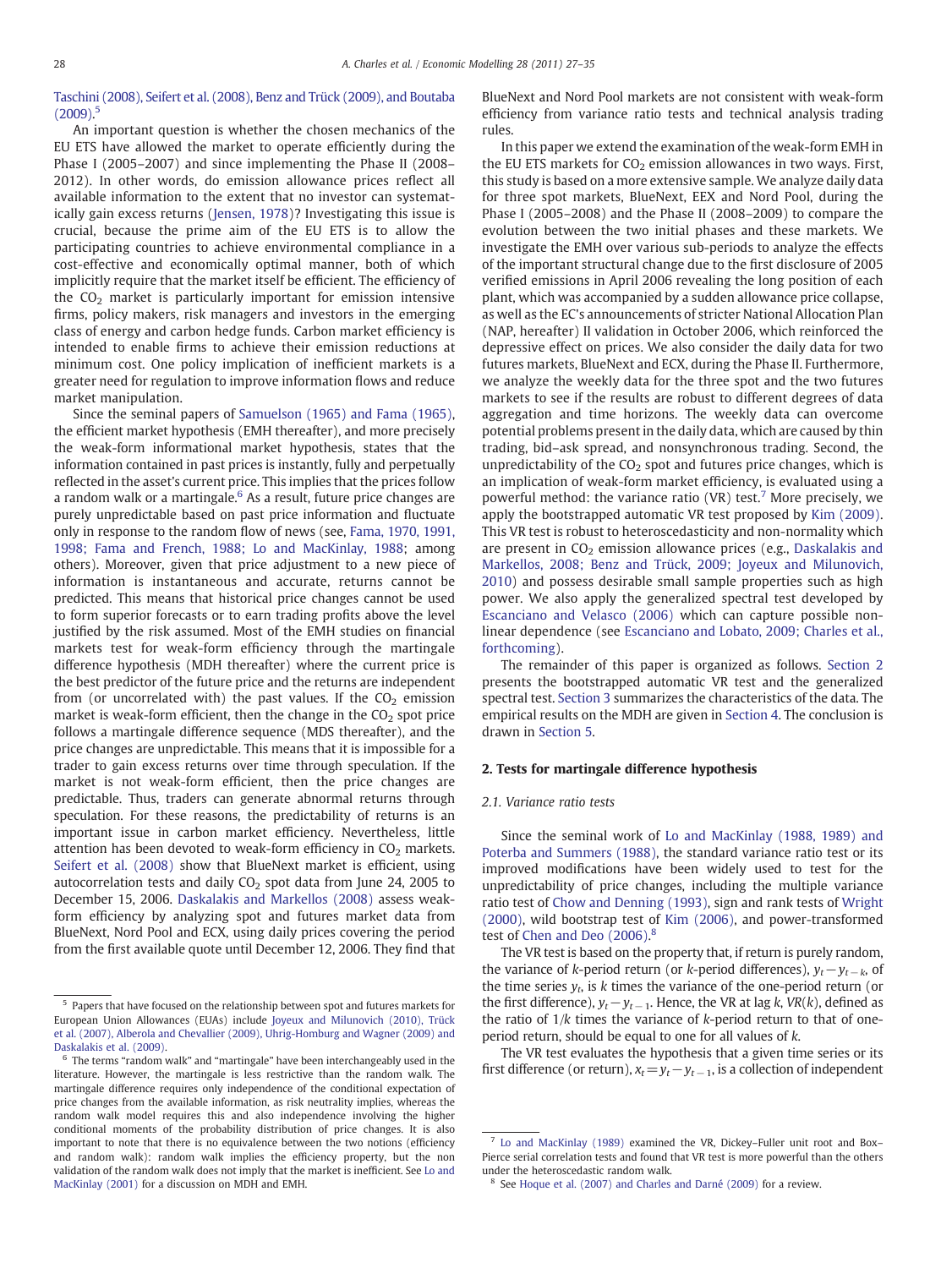Taschini (2008), Seifert et al. (2008), Benz and Trück (2009), and Boutaba (2009).[5]

An important question is whether the chosen mechanics of the EU ETS have allowed the market to operate efficiently during the Phase I (2005–2007) and since implementing the Phase II (2008–2012). In other words, do emission allowance prices reflect all available information to the extent that no investor can systematically gain excess returns (Jensen, 1978)? Investigating this issue is crucial, because the prime aim of the EU ETS is to allow the participating countries to achieve environmental compliance in a cost-effective and economically optimal manner, both of which implicitly require that the market itself be efficient. The efficiency of the $CO_2$ market is particularly important for emission intensive firms, policy makers, risk managers and investors in the emerging class of energy and carbon hedge funds. Carbon market efficiency is intended to enable firms to achieve their emission reductions at minimum cost. One policy implication of inefficient markets is a greater need for regulation to improve information flows and reduce market manipulation.

Since the seminal papers of Samuelson (1965) and Fama (1965), the efficient market hypothesis (EMH thereafter), and more precisely the weak-form informational market hypothesis, states that the information contained in past prices is instantly, fully and perpetually reflected in the asset's current price. This implies that the prices follow a random walk or a martingale.[6] As a result, future price changes are purely unpredictable based on past price information and fluctuate only in response to the random flow of news (see, Fama, 1970, 1991, 1998; Fama and French, 1988; Lo and MacKinlay, 1988; among others). Moreover, given that price adjustment to a new piece of information is instantaneous and accurate, returns cannot be predicted. This means that historical price changes cannot be used to form superior forecasts or to earn trading profits above the level justified by the risk assumed. Most of the EMH studies on financial markets test for weak-form efficiency through the martingale difference hypothesis (MDH thereafter) where the current price is the best predictor of the future price and the returns are independent from (or uncorrelated with) the past values. If the $CO_2$ emission market is weak-form efficient, then the change in the $CO_2$ spot price follows a martingale difference sequence (MDS thereafter), and the price changes are unpredictable. This means that it is impossible for a trader to gain excess returns over time through speculation. If the market is not weak-form efficient, then the price changes are predictable. Thus, traders can generate abnormal returns through speculation. For these reasons, the predictability of returns is an important issue in carbon market efficiency. Nevertheless, little attention has been devoted to weak-form efficiency in $CO_2$ markets. Seifert et al. (2008) show that BlueNext market is efficient, using autocorrelation tests and daily $CO_2$ spot data from June 24, 2005 to December 15, 2006. Daskalakis and Markellos (2008) assess weak-form efficiency by analyzing spot and futures market data from BlueNext, Nord Pool and ECX, using daily prices covering the period from the first available quote until December 12, 2006. They find that BlueNext and Nord Pool markets are not consistent with weak-form efficiency from variance ratio tests and technical analysis trading rules.

In this paper we extend the examination of the weak-form EMH in the EU ETS markets for $CO_2$ emission allowances in two ways. First, this study is based on a more extensive sample. We analyze daily data for three spot markets, BlueNext, EEX and Nord Pool, during the Phase I (2005–2008) and the Phase II (2008–2009) to compare the evolution between the two initial phases and these markets. We investigate the EMH over various sub-periods to analyze the effects of the important structural change due to the first disclosure of 2005 verified emissions in April 2006 revealing the long position of each plant, which was accompanied by a sudden allowance price collapse, as well as the EC's announcements of stricter National Allocation Plan (NAP, hereafter) II validation in October 2006, which reinforced the depressive effect on prices. We also consider the daily data for two futures markets, BlueNext and ECX, during the Phase II. Furthermore, we analyze the weekly data for the three spot and the two futures markets to see if the results are robust to different degrees of data aggregation and time horizons. The weekly data can overcome potential problems present in the daily data, which are caused by thin trading, bid–ask spread, and nonsynchronous trading. Second, the unpredictability of the $CO_2$ spot and futures price changes, which is an implication of weak-form market efficiency, is evaluated using a powerful method: the variance ratio (VR) test.[7] More precisely, we apply the bootstrapped automatic VR test proposed by Kim (2009). This VR test is robust to heteroscedasticity and non-normality which are present in $CO_2$ emission allowance prices (e.g., Daskalakis and Markellos, 2008; Benz and Trück, 2009; Joyeux and Milunovich, 2010) and possess desirable small sample properties such as high power. We also apply the generalized spectral test developed by Escanciano and Velasco (2006) which can capture possible nonlinear dependence (see Escanciano and Lobato, 2009; Charles et al., forthcoming).

The remainder of this paper is organized as follows. Section 2 presents the bootstrapped automatic VR test and the generalized spectral test. Section 3 summarizes the characteristics of the data. The empirical results on the MDH are given in Section 4. The conclusion is drawn in Section 5.

## 2. Tests for martingale difference hypothesis

### 2.1. Variance ratio tests

Since the seminal work of Lo and MacKinlay (1988, 1989) and Poterba and Summers (1988), the standard variance ratio test or its improved modifications have been widely used to test for the unpredictability of price changes, including the multiple variance ratio test of Chow and Denning (1993), sign and rank tests of Wright (2000), wild bootstrap test of Kim (2006), and power-transformed test of Chen and Deo (2006).[8]

The VR test is based on the property that, if return is purely random, the variance of $k$-period return (or $k$-period differences), $y_t - y_{t-k}$, of the time series $y_t$, is $k$ times the variance of the one-period return (or the first difference), $y_t - y_{t-1}$. Hence, the VR at lag $k$, $VR(k)$, defined as the ratio of $1/k$ times the variance of $k$-period return to that of one-period return, should be equal to one for all values of $k$.

The VR test evaluates the hypothesis that a given time series or its first difference (or return), $x_t = y_t - y_{t-1}$, is a collection of independent

---

[5] Papers that have focused on the relationship between spot and futures markets for European Union Allowances (EUAs) include Joyeux and Milunovich (2010), Trück et al. (2007), Alberola and Chevallier (2009), Uhrig-Homburg and Wagner (2009) and Daskalakis et al. (2009).

[6] The terms "random walk" and "martingale" have been interchangeably used in the literature. However, the martingale is less restrictive than the random walk. The martingale difference requires only independence of the conditional expectation of price changes from the available information, as risk neutrality implies, whereas the random walk model requires this and also independence involving the higher conditional moments of the probability distribution of price changes. It is also important to note that there is no equivalence between the two notions (efficiency and random walk): random walk implies the efficiency property, but the non validation of the random walk does not imply that the market is inefficient. See Lo and MacKinlay (2001) for a discussion on MDH and EMH.

[7] Lo and MacKinlay (1989) examined the VR, Dickey–Fuller unit root and Box–Pierce serial correlation tests and found that VR test is more powerful than the others under the heteroscedastic random walk.

[8] See Hoque et al. (2007) and Charles and Darné (2009) for a review.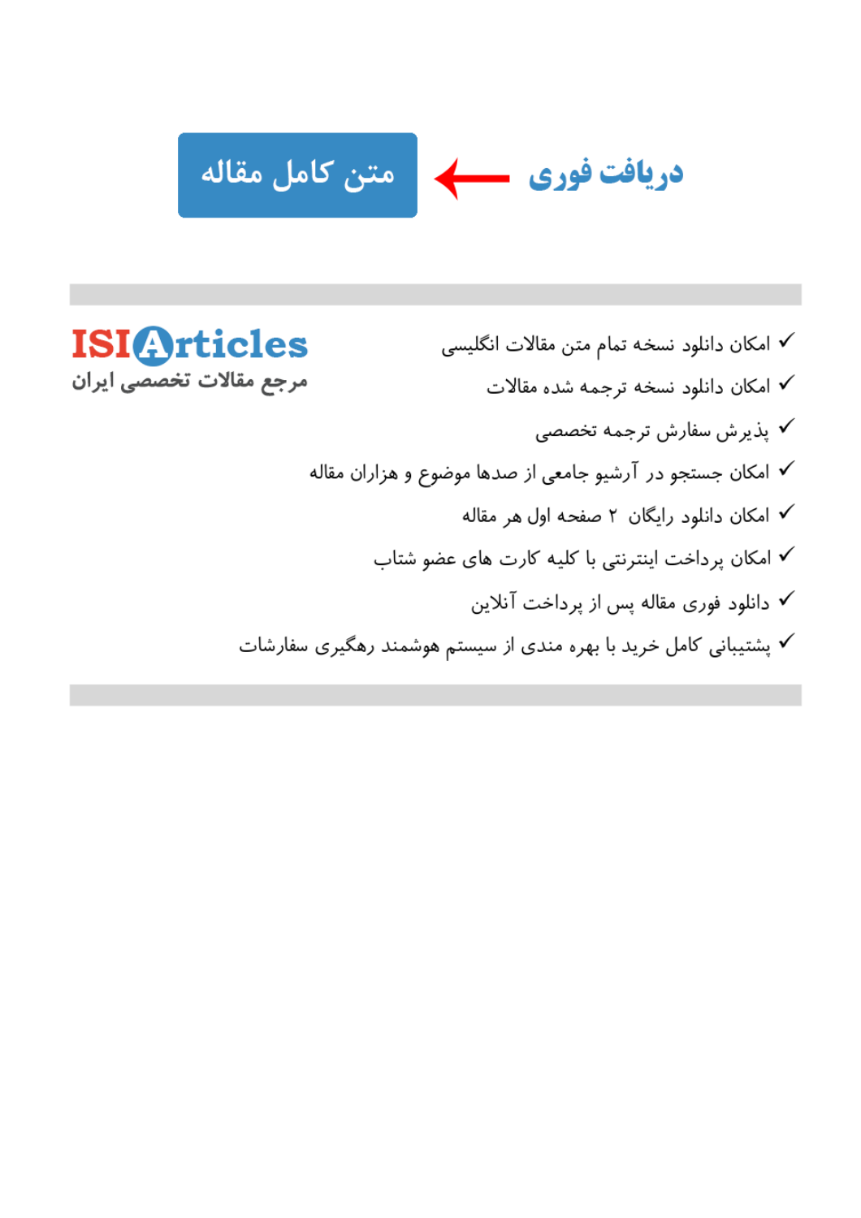دریافت فوری ← **متن کامل مقاله**

**ISIArticles**
مرجع مقالات تخصصی ایران

- ✓ امکان دانلود نسخه تمام متن مقالات انگلیسی
- ✓ امکان دانلود نسخه ترجمه شده مقالات
- ✓ پذیرش سفارش ترجمه تخصصی
- ✓ امکان جستجو در آرشیو جامعی از صدها موضوع و هزاران مقاله
- ✓ امکان دانلود رایگان ۲ صفحه اول هر مقاله
- ✓ امکان پرداخت اینترنتی با کلیه کارت های عضو شتاب
- ✓ دانلود فوری مقاله پس از پرداخت آنلاین
- ✓ پشتیبانی کامل خرید با بهره مندی از سیستم هوشمند رهگیری سفارشات